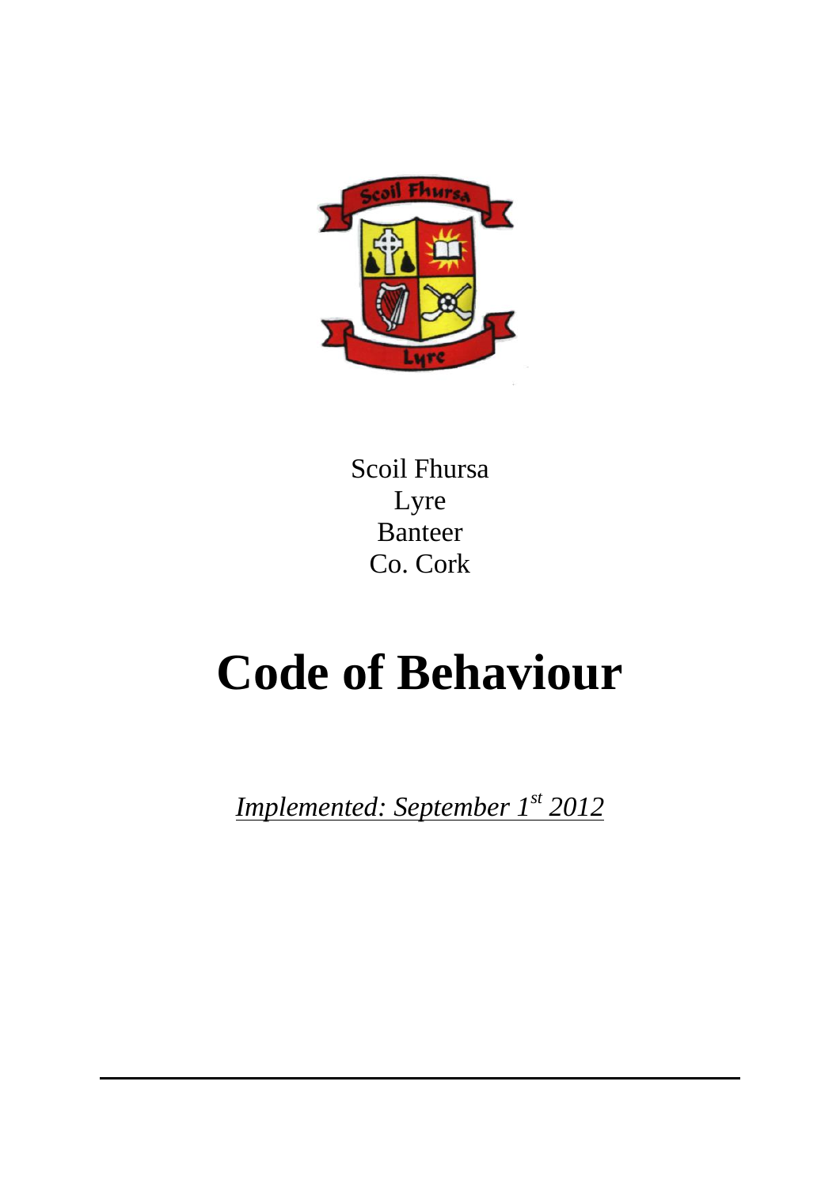Scoil Fhursa
Lyre
Banteer
Co. Cork

# Code of Behaviour

*Implemented: September 1st 2012*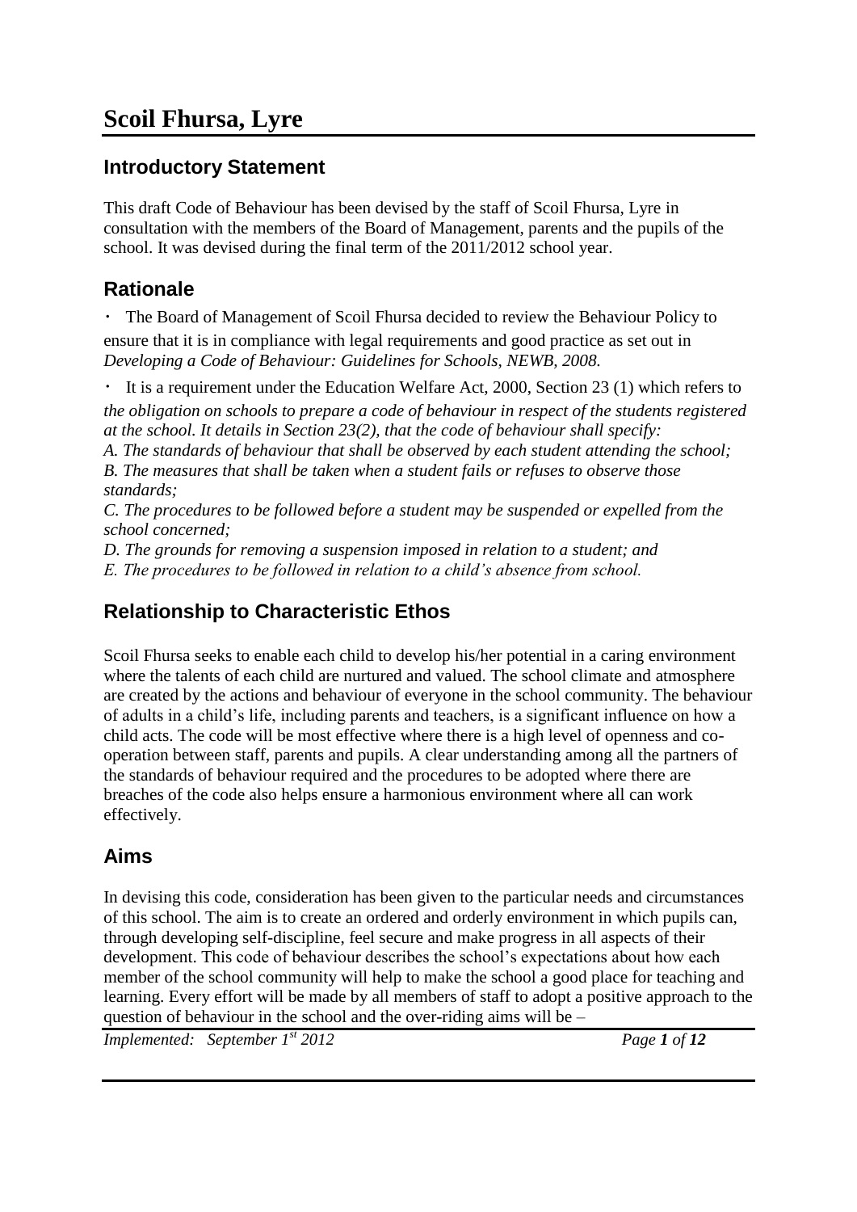# Scoil Fhursa, Lyre

## Introductory Statement

This draft Code of Behaviour has been devised by the staff of Scoil Fhursa, Lyre in consultation with the members of the Board of Management, parents and the pupils of the school. It was devised during the final term of the 2011/2012 school year.

## Rationale

- The Board of Management of Scoil Fhursa decided to review the Behaviour Policy to ensure that it is in compliance with legal requirements and good practice as set out in *Developing a Code of Behaviour: Guidelines for Schools, NEWB, 2008.*
- It is a requirement under the Education Welfare Act, 2000, Section 23 (1) which refers to *the obligation on schools to prepare a code of behaviour in respect of the students registered at the school. It details in Section 23(2), that the code of behaviour shall specify:*
  *A. The standards of behaviour that shall be observed by each student attending the school;*
  *B. The measures that shall be taken when a student fails or refuses to observe those standards;*
  *C. The procedures to be followed before a student may be suspended or expelled from the school concerned;*
  *D. The grounds for removing a suspension imposed in relation to a student; and*
  *E. The procedures to be followed in relation to a child's absence from school.*

## Relationship to Characteristic Ethos

Scoil Fhursa seeks to enable each child to develop his/her potential in a caring environment where the talents of each child are nurtured and valued. The school climate and atmosphere are created by the actions and behaviour of everyone in the school community. The behaviour of adults in a child's life, including parents and teachers, is a significant influence on how a child acts. The code will be most effective where there is a high level of openness and co-operation between staff, parents and pupils. A clear understanding among all the partners of the standards of behaviour required and the procedures to be adopted where there are breaches of the code also helps ensure a harmonious environment where all can work effectively.

## Aims

In devising this code, consideration has been given to the particular needs and circumstances of this school. The aim is to create an ordered and orderly environment in which pupils can, through developing self-discipline, feel secure and make progress in all aspects of their development. This code of behaviour describes the school's expectations about how each member of the school community will help to make the school a good place for teaching and learning. Every effort will be made by all members of staff to adopt a positive approach to the question of behaviour in the school and the over-riding aims will be –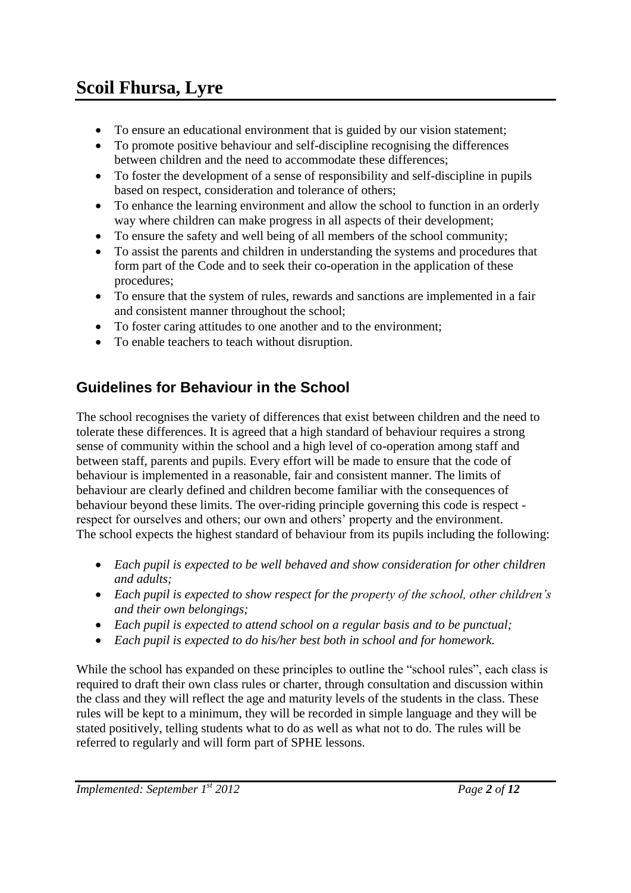- To ensure an educational environment that is guided by our vision statement;
- To promote positive behaviour and self-discipline recognising the differences between children and the need to accommodate these differences;
- To foster the development of a sense of responsibility and self-discipline in pupils based on respect, consideration and tolerance of others;
- To enhance the learning environment and allow the school to function in an orderly way where children can make progress in all aspects of their development;
- To ensure the safety and well being of all members of the school community;
- To assist the parents and children in understanding the systems and procedures that form part of the Code and to seek their co-operation in the application of these procedures;
- To ensure that the system of rules, rewards and sanctions are implemented in a fair and consistent manner throughout the school;
- To foster caring attitudes to one another and to the environment;
- To enable teachers to teach without disruption.

## Guidelines for Behaviour in the School

The school recognises the variety of differences that exist between children and the need to tolerate these differences. It is agreed that a high standard of behaviour requires a strong sense of community within the school and a high level of co-operation among staff and between staff, parents and pupils. Every effort will be made to ensure that the code of behaviour is implemented in a reasonable, fair and consistent manner. The limits of behaviour are clearly defined and children become familiar with the consequences of behaviour beyond these limits. The over-riding principle governing this code is respect - respect for ourselves and others; our own and others' property and the environment.
The school expects the highest standard of behaviour from its pupils including the following:

- *Each pupil is expected to be well behaved and show consideration for other children and adults;*
- *Each pupil is expected to show respect for the property of the school, other children's and their own belongings;*
- *Each pupil is expected to attend school on a regular basis and to be punctual;*
- *Each pupil is expected to do his/her best both in school and for homework.*

While the school has expanded on these principles to outline the "school rules", each class is required to draft their own class rules or charter, through consultation and discussion within the class and they will reflect the age and maturity levels of the students in the class. These rules will be kept to a minimum, they will be recorded in simple language and they will be stated positively, telling students what to do as well as what not to do. The rules will be referred to regularly and will form part of SPHE lessons.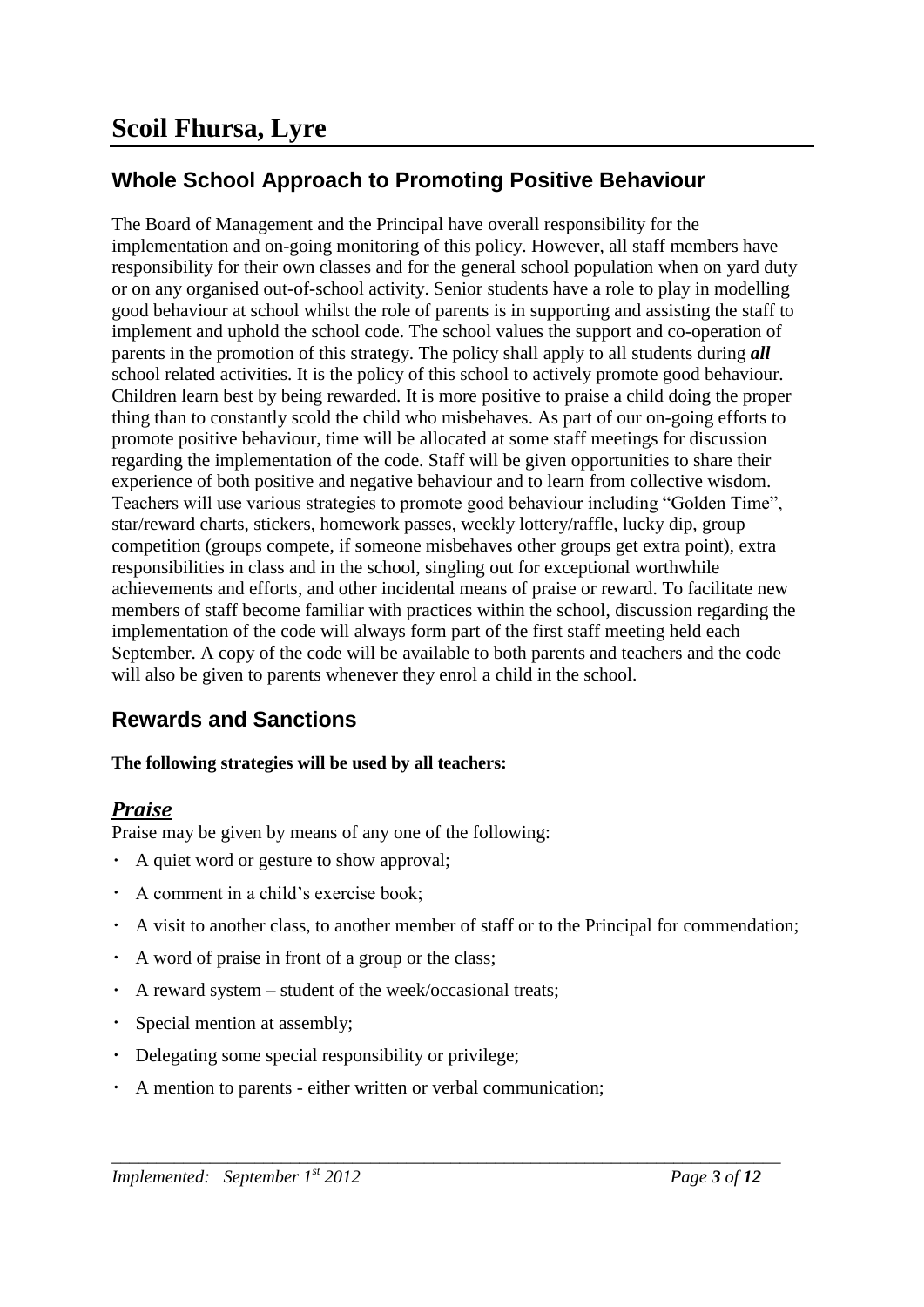# Scoil Fhursa, Lyre

## Whole School Approach to Promoting Positive Behaviour

The Board of Management and the Principal have overall responsibility for the implementation and on-going monitoring of this policy. However, all staff members have responsibility for their own classes and for the general school population when on yard duty or on any organised out-of-school activity. Senior students have a role to play in modelling good behaviour at school whilst the role of parents is in supporting and assisting the staff to implement and uphold the school code. The school values the support and co-operation of parents in the promotion of this strategy. The policy shall apply to all students during ***all*** school related activities. It is the policy of this school to actively promote good behaviour. Children learn best by being rewarded. It is more positive to praise a child doing the proper thing than to constantly scold the child who misbehaves. As part of our on-going efforts to promote positive behaviour, time will be allocated at some staff meetings for discussion regarding the implementation of the code. Staff will be given opportunities to share their experience of both positive and negative behaviour and to learn from collective wisdom. Teachers will use various strategies to promote good behaviour including "Golden Time", star/reward charts, stickers, homework passes, weekly lottery/raffle, lucky dip, group competition (groups compete, if someone misbehaves other groups get extra point), extra responsibilities in class and in the school, singling out for exceptional worthwhile achievements and efforts, and other incidental means of praise or reward. To facilitate new members of staff become familiar with practices within the school, discussion regarding the implementation of the code will always form part of the first staff meeting held each September. A copy of the code will be available to both parents and teachers and the code will also be given to parents whenever they enrol a child in the school.

## Rewards and Sanctions

**The following strategies will be used by all teachers:**

### ***Praise***

Praise may be given by means of any one of the following:

- A quiet word or gesture to show approval;
- A comment in a child's exercise book;
- A visit to another class, to another member of staff or to the Principal for commendation;
- A word of praise in front of a group or the class;
- A reward system – student of the week/occasional treats;
- Special mention at assembly;
- Delegating some special responsibility or privilege;
- A mention to parents - either written or verbal communication;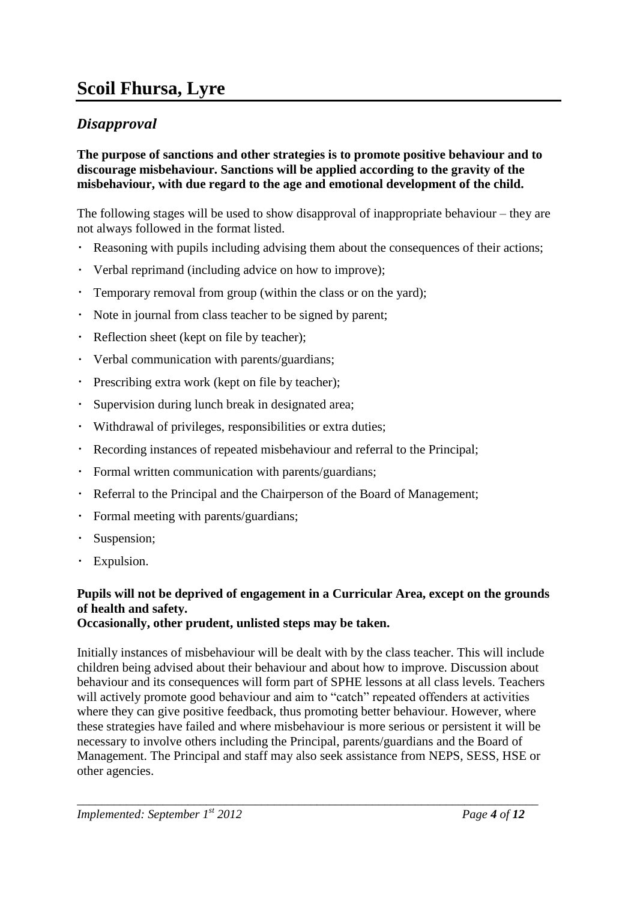## *Disapproval*

**The purpose of sanctions and other strategies is to promote positive behaviour and to discourage misbehaviour. Sanctions will be applied according to the gravity of the misbehaviour, with due regard to the age and emotional development of the child.**

The following stages will be used to show disapproval of inappropriate behaviour – they are not always followed in the format listed.

- Reasoning with pupils including advising them about the consequences of their actions;
- Verbal reprimand (including advice on how to improve);
- Temporary removal from group (within the class or on the yard);
- Note in journal from class teacher to be signed by parent;
- Reflection sheet (kept on file by teacher);
- Verbal communication with parents/guardians;
- Prescribing extra work (kept on file by teacher);
- Supervision during lunch break in designated area;
- Withdrawal of privileges, responsibilities or extra duties;
- Recording instances of repeated misbehaviour and referral to the Principal;
- Formal written communication with parents/guardians;
- Referral to the Principal and the Chairperson of the Board of Management;
- Formal meeting with parents/guardians;
- Suspension;
- Expulsion.

**Pupils will not be deprived of engagement in a Curricular Area, except on the grounds of health and safety.**
**Occasionally, other prudent, unlisted steps may be taken.**

Initially instances of misbehaviour will be dealt with by the class teacher. This will include children being advised about their behaviour and about how to improve. Discussion about behaviour and its consequences will form part of SPHE lessons at all class levels. Teachers will actively promote good behaviour and aim to "catch" repeated offenders at activities where they can give positive feedback, thus promoting better behaviour. However, where these strategies have failed and where misbehaviour is more serious or persistent it will be necessary to involve others including the Principal, parents/guardians and the Board of Management. The Principal and staff may also seek assistance from NEPS, SESS, HSE or other agencies.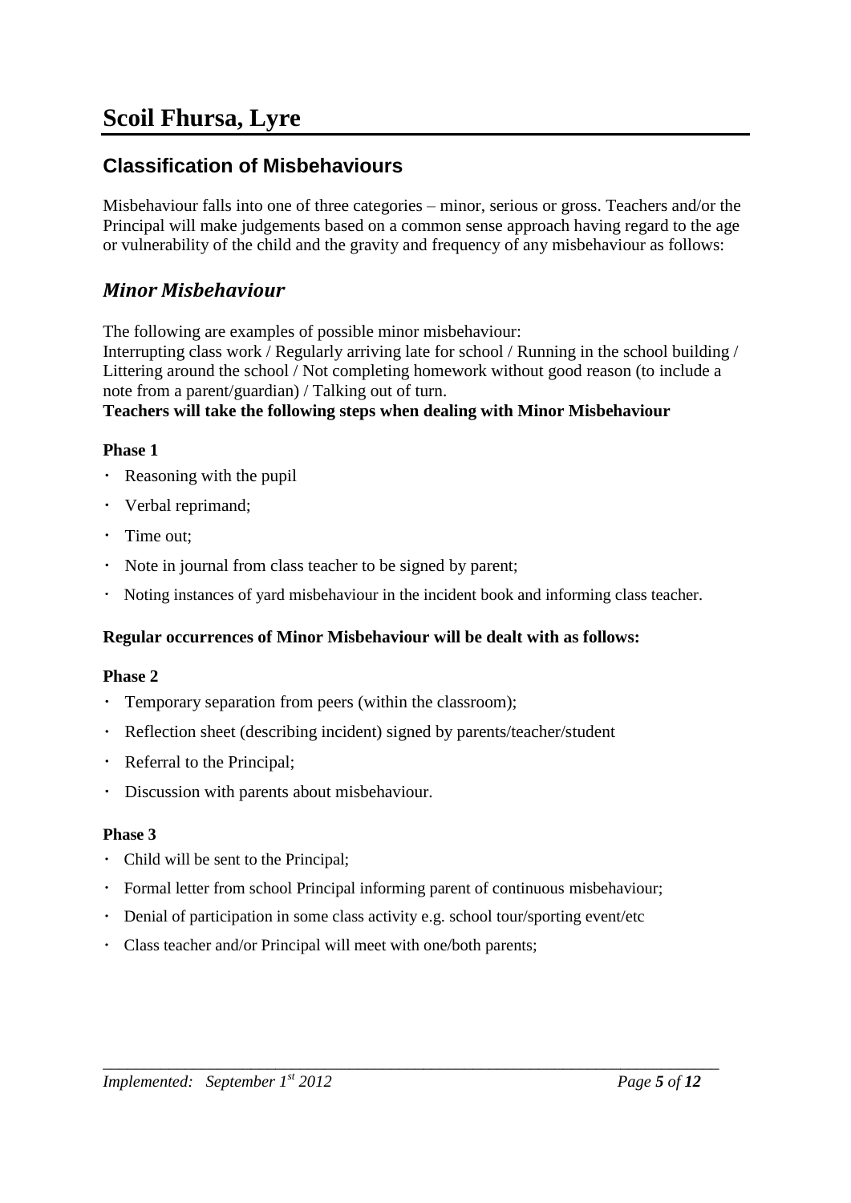# Scoil Fhursa, Lyre

## Classification of Misbehaviours

Misbehaviour falls into one of three categories – minor, serious or gross. Teachers and/or the Principal will make judgements based on a common sense approach having regard to the age or vulnerability of the child and the gravity and frequency of any misbehaviour as follows:

### *Minor Misbehaviour*

The following are examples of possible minor misbehaviour:
Interrupting class work / Regularly arriving late for school / Running in the school building / Littering around the school / Not completing homework without good reason (to include a note from a parent/guardian) / Talking out of turn.
**Teachers will take the following steps when dealing with Minor Misbehaviour**

**Phase 1**

- Reasoning with the pupil
- Verbal reprimand;
- Time out;
- Note in journal from class teacher to be signed by parent;
- Noting instances of yard misbehaviour in the incident book and informing class teacher.

**Regular occurrences of Minor Misbehaviour will be dealt with as follows:**

**Phase 2**

- Temporary separation from peers (within the classroom);
- Reflection sheet (describing incident) signed by parents/teacher/student
- Referral to the Principal;
- Discussion with parents about misbehaviour.

**Phase 3**

- Child will be sent to the Principal;
- Formal letter from school Principal informing parent of continuous misbehaviour;
- Denial of participation in some class activity e.g. school tour/sporting event/etc
- Class teacher and/or Principal will meet with one/both parents;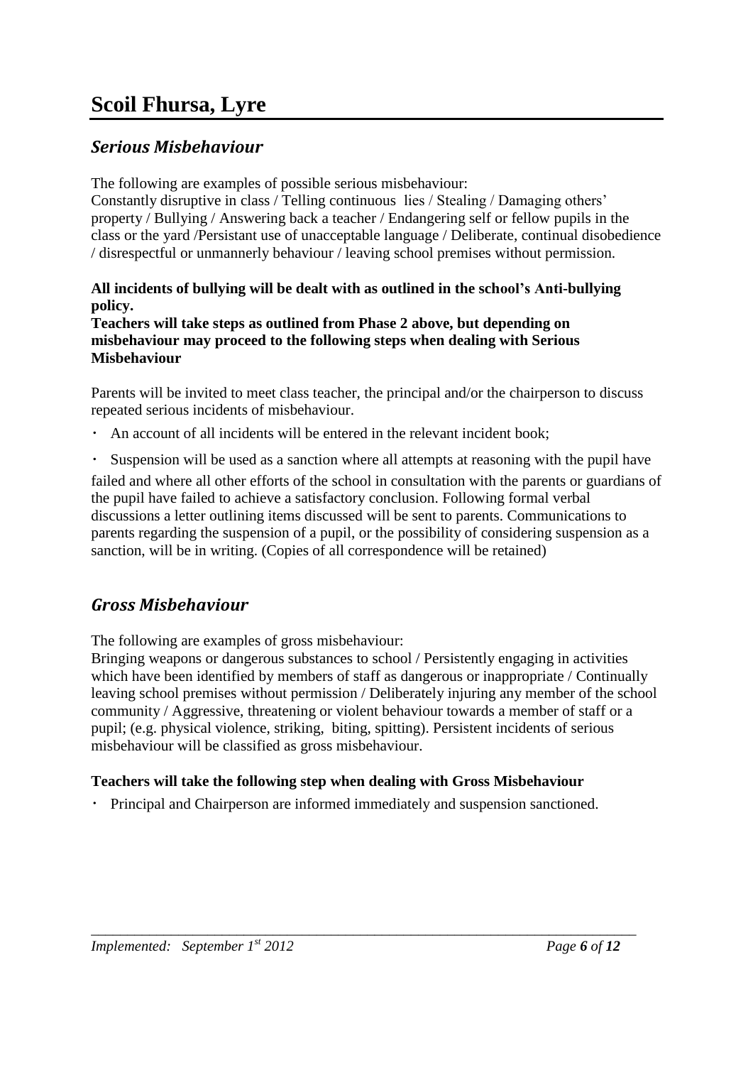## *Serious Misbehaviour*

The following are examples of possible serious misbehaviour:
Constantly disruptive in class / Telling continuous lies / Stealing / Damaging others' property / Bullying / Answering back a teacher / Endangering self or fellow pupils in the class or the yard /Persistant use of unacceptable language / Deliberate, continual disobedience / disrespectful or unmannerly behaviour / leaving school premises without permission.

**All incidents of bullying will be dealt with as outlined in the school's Anti-bullying policy.**
**Teachers will take steps as outlined from Phase 2 above, but depending on misbehaviour may proceed to the following steps when dealing with Serious Misbehaviour**

Parents will be invited to meet class teacher, the principal and/or the chairperson to discuss repeated serious incidents of misbehaviour.

- An account of all incidents will be entered in the relevant incident book;
- Suspension will be used as a sanction where all attempts at reasoning with the pupil have failed and where all other efforts of the school in consultation with the parents or guardians of the pupil have failed to achieve a satisfactory conclusion. Following formal verbal discussions a letter outlining items discussed will be sent to parents. Communications to parents regarding the suspension of a pupil, or the possibility of considering suspension as a sanction, will be in writing. (Copies of all correspondence will be retained)

## *Gross Misbehaviour*

The following are examples of gross misbehaviour:
Bringing weapons or dangerous substances to school / Persistently engaging in activities which have been identified by members of staff as dangerous or inappropriate / Continually leaving school premises without permission / Deliberately injuring any member of the school community / Aggressive, threatening or violent behaviour towards a member of staff or a pupil; (e.g. physical violence, striking, biting, spitting). Persistent incidents of serious misbehaviour will be classified as gross misbehaviour.

**Teachers will take the following step when dealing with Gross Misbehaviour**

- Principal and Chairperson are informed immediately and suspension sanctioned.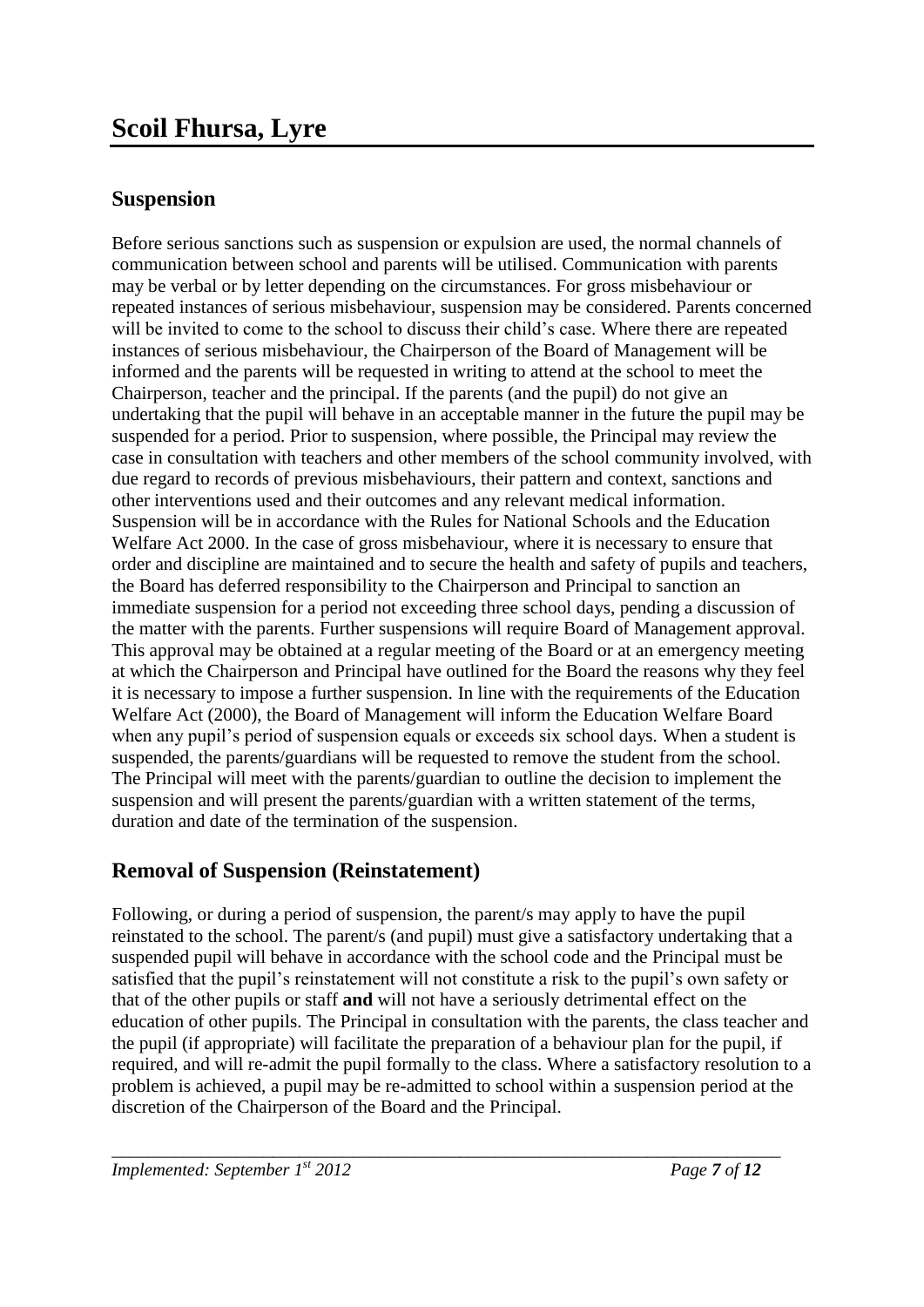## Suspension

Before serious sanctions such as suspension or expulsion are used, the normal channels of communication between school and parents will be utilised. Communication with parents may be verbal or by letter depending on the circumstances. For gross misbehaviour or repeated instances of serious misbehaviour, suspension may be considered. Parents concerned will be invited to come to the school to discuss their child's case. Where there are repeated instances of serious misbehaviour, the Chairperson of the Board of Management will be informed and the parents will be requested in writing to attend at the school to meet the Chairperson, teacher and the principal. If the parents (and the pupil) do not give an undertaking that the pupil will behave in an acceptable manner in the future the pupil may be suspended for a period. Prior to suspension, where possible, the Principal may review the case in consultation with teachers and other members of the school community involved, with due regard to records of previous misbehaviours, their pattern and context, sanctions and other interventions used and their outcomes and any relevant medical information. Suspension will be in accordance with the Rules for National Schools and the Education Welfare Act 2000. In the case of gross misbehaviour, where it is necessary to ensure that order and discipline are maintained and to secure the health and safety of pupils and teachers, the Board has deferred responsibility to the Chairperson and Principal to sanction an immediate suspension for a period not exceeding three school days, pending a discussion of the matter with the parents. Further suspensions will require Board of Management approval. This approval may be obtained at a regular meeting of the Board or at an emergency meeting at which the Chairperson and Principal have outlined for the Board the reasons why they feel it is necessary to impose a further suspension. In line with the requirements of the Education Welfare Act (2000), the Board of Management will inform the Education Welfare Board when any pupil's period of suspension equals or exceeds six school days. When a student is suspended, the parents/guardians will be requested to remove the student from the school. The Principal will meet with the parents/guardian to outline the decision to implement the suspension and will present the parents/guardian with a written statement of the terms, duration and date of the termination of the suspension.

## Removal of Suspension (Reinstatement)

Following, or during a period of suspension, the parent/s may apply to have the pupil reinstated to the school. The parent/s (and pupil) must give a satisfactory undertaking that a suspended pupil will behave in accordance with the school code and the Principal must be satisfied that the pupil's reinstatement will not constitute a risk to the pupil's own safety or that of the other pupils or staff **and** will not have a seriously detrimental effect on the education of other pupils. The Principal in consultation with the parents, the class teacher and the pupil (if appropriate) will facilitate the preparation of a behaviour plan for the pupil, if required, and will re-admit the pupil formally to the class. Where a satisfactory resolution to a problem is achieved, a pupil may be re-admitted to school within a suspension period at the discretion of the Chairperson of the Board and the Principal.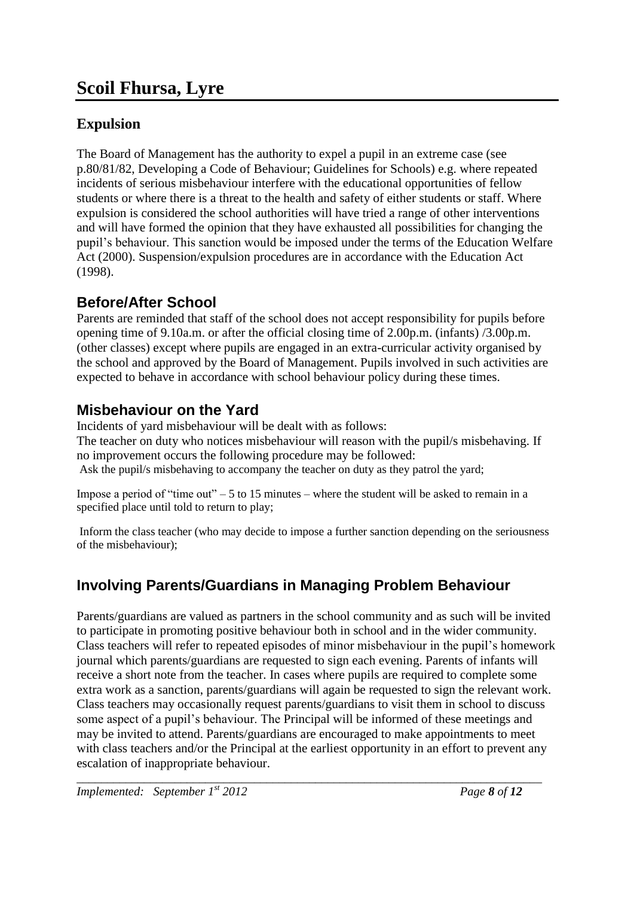## Expulsion

The Board of Management has the authority to expel a pupil in an extreme case (see p.80/81/82, Developing a Code of Behaviour; Guidelines for Schools) e.g. where repeated incidents of serious misbehaviour interfere with the educational opportunities of fellow students or where there is a threat to the health and safety of either students or staff. Where expulsion is considered the school authorities will have tried a range of other interventions and will have formed the opinion that they have exhausted all possibilities for changing the pupil's behaviour. This sanction would be imposed under the terms of the Education Welfare Act (2000). Suspension/expulsion procedures are in accordance with the Education Act (1998).

## Before/After School

Parents are reminded that staff of the school does not accept responsibility for pupils before opening time of 9.10a.m. or after the official closing time of 2.00p.m. (infants) /3.00p.m. (other classes) except where pupils are engaged in an extra-curricular activity organised by the school and approved by the Board of Management. Pupils involved in such activities are expected to behave in accordance with school behaviour policy during these times.

## Misbehaviour on the Yard

Incidents of yard misbehaviour will be dealt with as follows:
The teacher on duty who notices misbehaviour will reason with the pupil/s misbehaving. If no improvement occurs the following procedure may be followed:

Ask the pupil/s misbehaving to accompany the teacher on duty as they patrol the yard;

Impose a period of "time out" – 5 to 15 minutes – where the student will be asked to remain in a specified place until told to return to play;

Inform the class teacher (who may decide to impose a further sanction depending on the seriousness of the misbehaviour);

## Involving Parents/Guardians in Managing Problem Behaviour

Parents/guardians are valued as partners in the school community and as such will be invited to participate in promoting positive behaviour both in school and in the wider community. Class teachers will refer to repeated episodes of minor misbehaviour in the pupil's homework journal which parents/guardians are requested to sign each evening. Parents of infants will receive a short note from the teacher. In cases where pupils are required to complete some extra work as a sanction, parents/guardians will again be requested to sign the relevant work. Class teachers may occasionally request parents/guardians to visit them in school to discuss some aspect of a pupil's behaviour. The Principal will be informed of these meetings and may be invited to attend. Parents/guardians are encouraged to make appointments to meet with class teachers and/or the Principal at the earliest opportunity in an effort to prevent any escalation of inappropriate behaviour.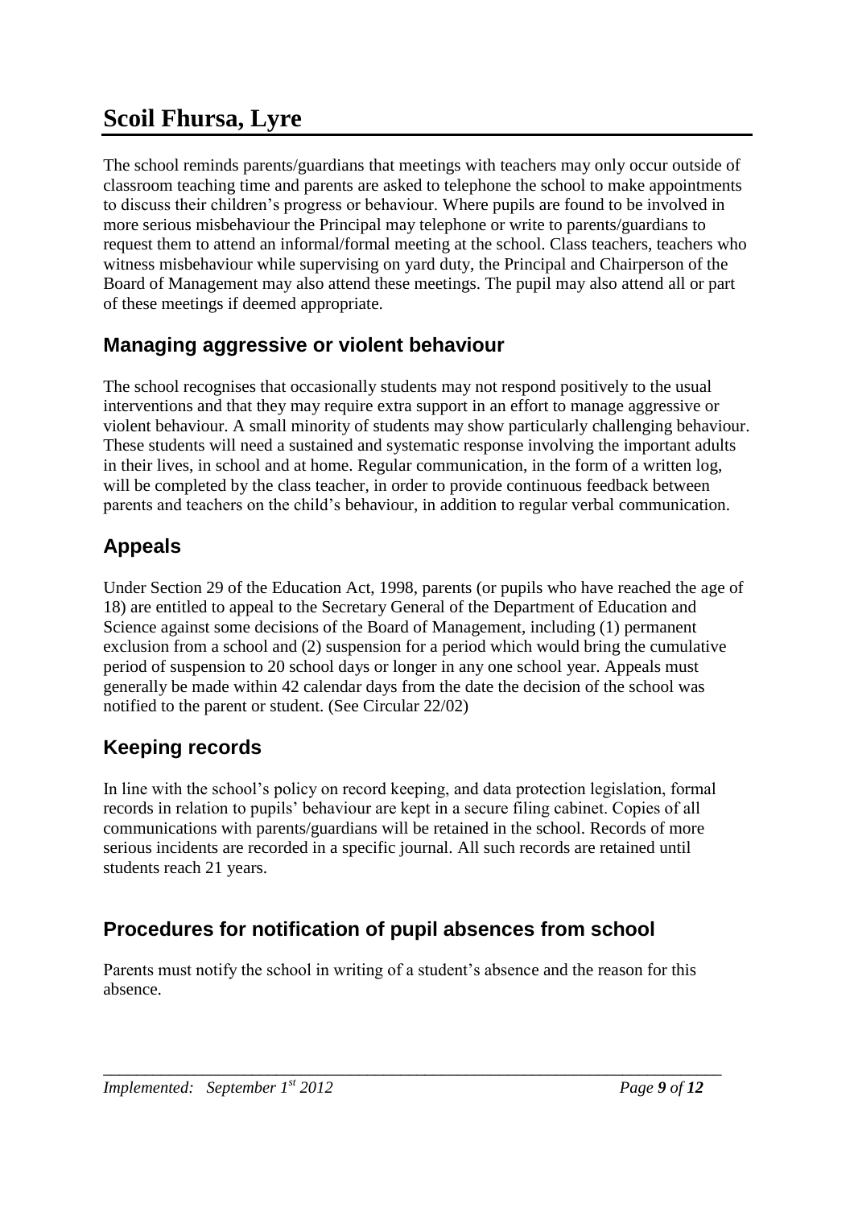# Scoil Fhursa, Lyre

The school reminds parents/guardians that meetings with teachers may only occur outside of classroom teaching time and parents are asked to telephone the school to make appointments to discuss their children's progress or behaviour. Where pupils are found to be involved in more serious misbehaviour the Principal may telephone or write to parents/guardians to request them to attend an informal/formal meeting at the school. Class teachers, teachers who witness misbehaviour while supervising on yard duty, the Principal and Chairperson of the Board of Management may also attend these meetings. The pupil may also attend all or part of these meetings if deemed appropriate.

## Managing aggressive or violent behaviour

The school recognises that occasionally students may not respond positively to the usual interventions and that they may require extra support in an effort to manage aggressive or violent behaviour. A small minority of students may show particularly challenging behaviour. These students will need a sustained and systematic response involving the important adults in their lives, in school and at home. Regular communication, in the form of a written log, will be completed by the class teacher, in order to provide continuous feedback between parents and teachers on the child's behaviour, in addition to regular verbal communication.

## Appeals

Under Section 29 of the Education Act, 1998, parents (or pupils who have reached the age of 18) are entitled to appeal to the Secretary General of the Department of Education and Science against some decisions of the Board of Management, including (1) permanent exclusion from a school and (2) suspension for a period which would bring the cumulative period of suspension to 20 school days or longer in any one school year. Appeals must generally be made within 42 calendar days from the date the decision of the school was notified to the parent or student. (See Circular 22/02)

## Keeping records

In line with the school's policy on record keeping, and data protection legislation, formal records in relation to pupils' behaviour are kept in a secure filing cabinet. Copies of all communications with parents/guardians will be retained in the school. Records of more serious incidents are recorded in a specific journal. All such records are retained until students reach 21 years.

## Procedures for notification of pupil absences from school

Parents must notify the school in writing of a student's absence and the reason for this absence.

*Implemented: September 1st 2012*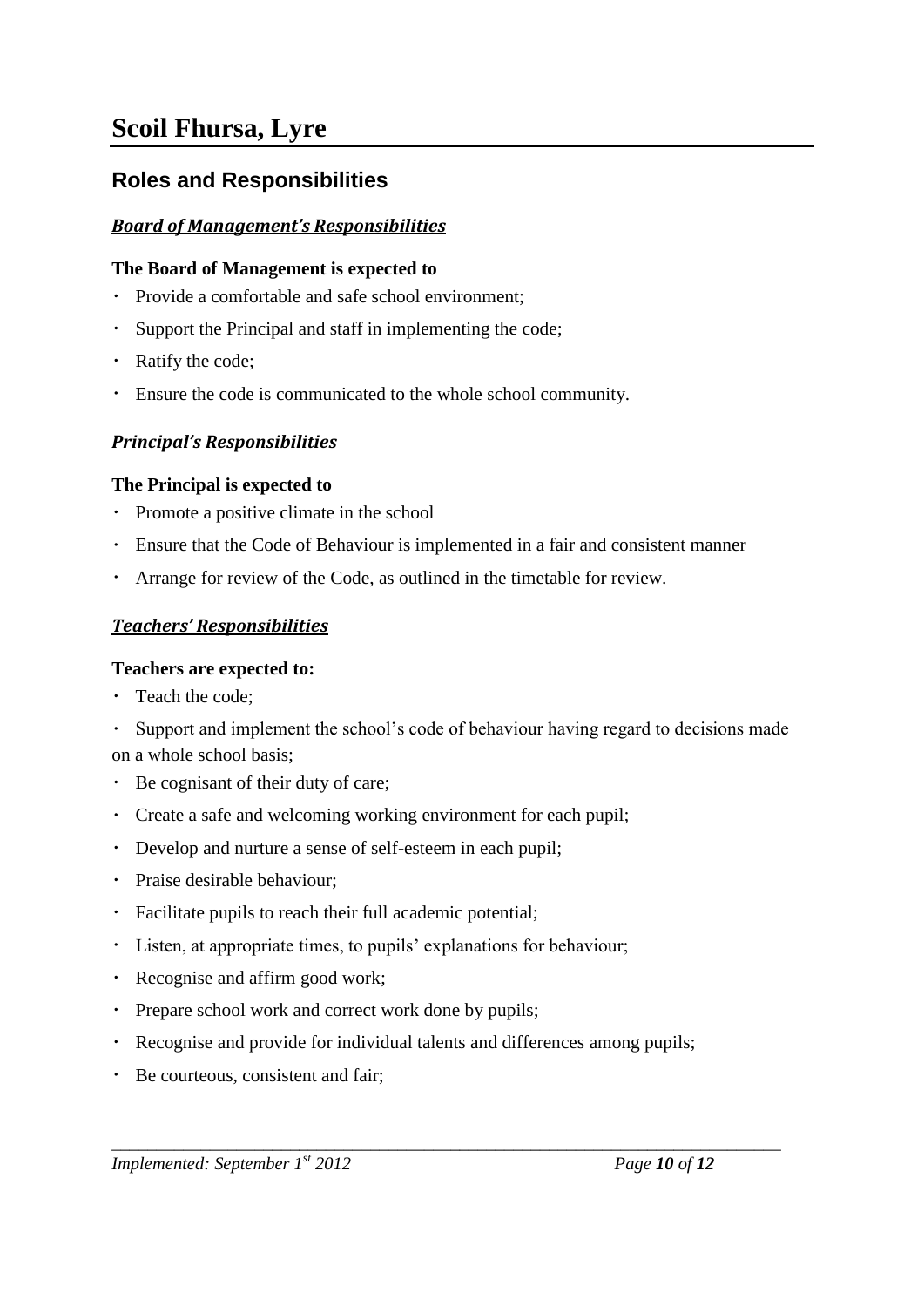# Scoil Fhursa, Lyre

## Roles and Responsibilities

### ***Board of Management's Responsibilities***

**The Board of Management is expected to**

- Provide a comfortable and safe school environment;
- Support the Principal and staff in implementing the code;
- Ratify the code;
- Ensure the code is communicated to the whole school community.

### ***Principal's Responsibilities***

**The Principal is expected to**

- Promote a positive climate in the school
- Ensure that the Code of Behaviour is implemented in a fair and consistent manner
- Arrange for review of the Code, as outlined in the timetable for review.

### ***Teachers' Responsibilities***

**Teachers are expected to:**

- Teach the code;
- Support and implement the school's code of behaviour having regard to decisions made on a whole school basis;
- Be cognisant of their duty of care;
- Create a safe and welcoming working environment for each pupil;
- Develop and nurture a sense of self-esteem in each pupil;
- Praise desirable behaviour;
- Facilitate pupils to reach their full academic potential;
- Listen, at appropriate times, to pupils' explanations for behaviour;
- Recognise and affirm good work;
- Prepare school work and correct work done by pupils;
- Recognise and provide for individual talents and differences among pupils;
- Be courteous, consistent and fair;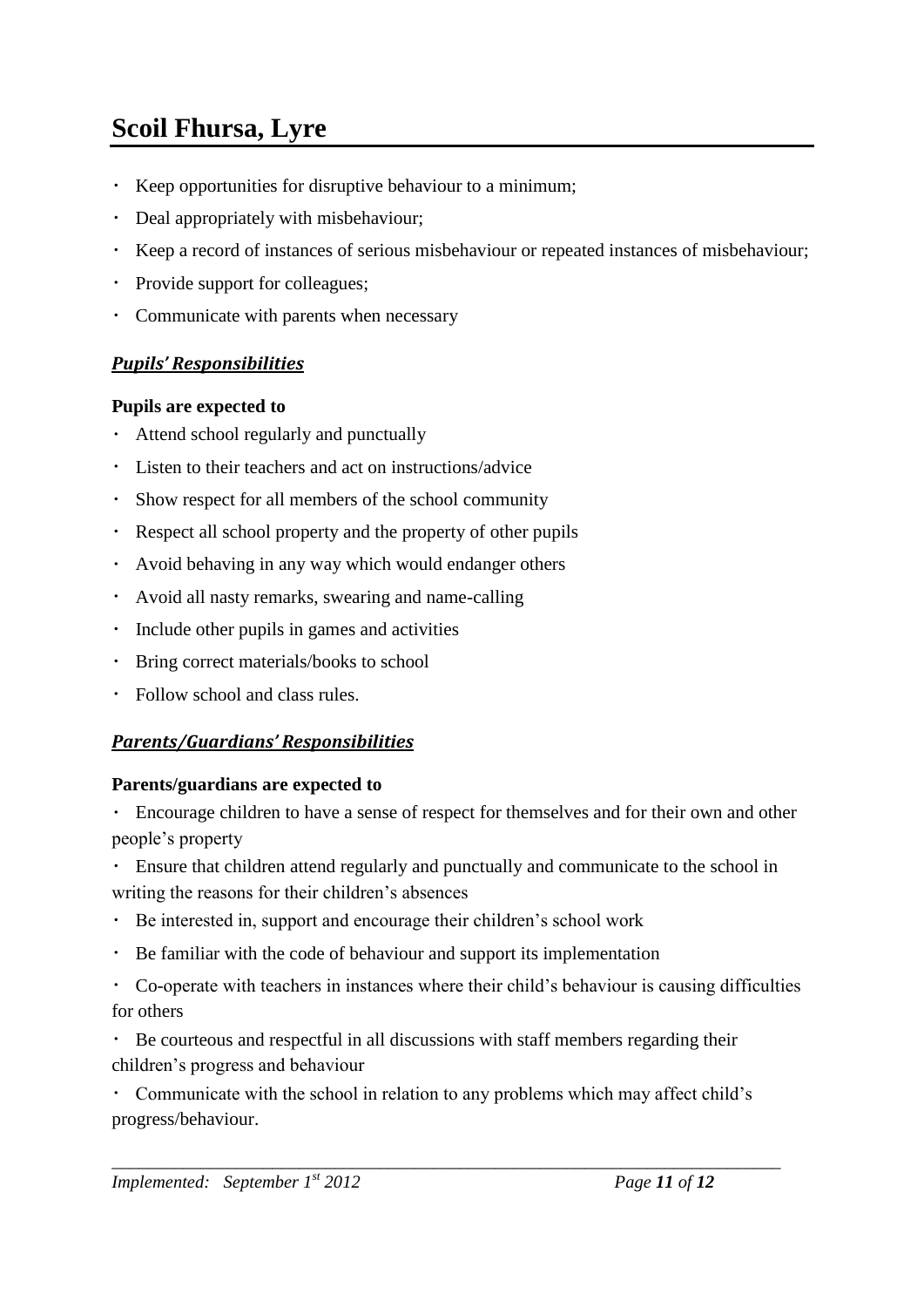- Keep opportunities for disruptive behaviour to a minimum;
- Deal appropriately with misbehaviour;
- Keep a record of instances of serious misbehaviour or repeated instances of misbehaviour;
- Provide support for colleagues;
- Communicate with parents when necessary

### ***Pupils' Responsibilities***

**Pupils are expected to**

- Attend school regularly and punctually
- Listen to their teachers and act on instructions/advice
- Show respect for all members of the school community
- Respect all school property and the property of other pupils
- Avoid behaving in any way which would endanger others
- Avoid all nasty remarks, swearing and name-calling
- Include other pupils in games and activities
- Bring correct materials/books to school
- Follow school and class rules.

### ***Parents/Guardians' Responsibilities***

**Parents/guardians are expected to**

- Encourage children to have a sense of respect for themselves and for their own and other people's property
- Ensure that children attend regularly and punctually and communicate to the school in writing the reasons for their children's absences
- Be interested in, support and encourage their children's school work
- Be familiar with the code of behaviour and support its implementation
- Co-operate with teachers in instances where their child's behaviour is causing difficulties for others
- Be courteous and respectful in all discussions with staff members regarding their children's progress and behaviour
- Communicate with the school in relation to any problems which may affect child's progress/behaviour.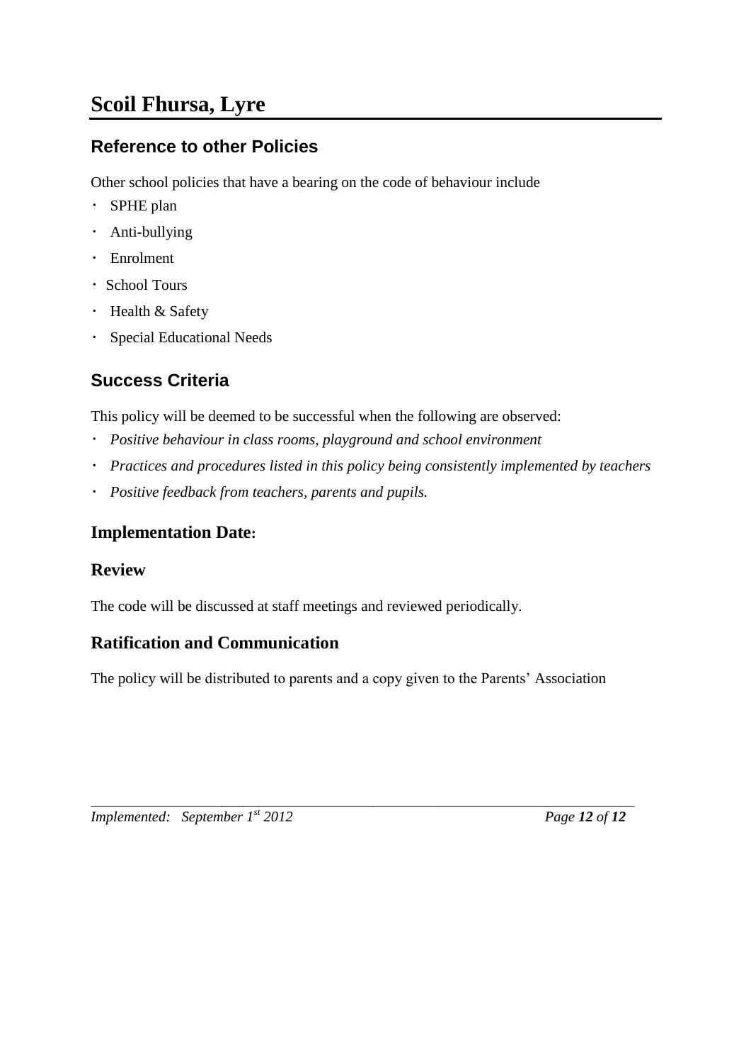# Scoil Fhursa, Lyre

## Reference to other Policies

Other school policies that have a bearing on the code of behaviour include

- SPHE plan
- Anti-bullying
- Enrolment
- School Tours
- Health & Safety
- Special Educational Needs

## Success Criteria

This policy will be deemed to be successful when the following are observed:

- *Positive behaviour in class rooms, playground and school environment*
- *Practices and procedures listed in this policy being consistently implemented by teachers*
- *Positive feedback from teachers, parents and pupils.*

## Implementation Date:

## Review

The code will be discussed at staff meetings and reviewed periodically.

## Ratification and Communication

The policy will be distributed to parents and a copy given to the Parents' Association